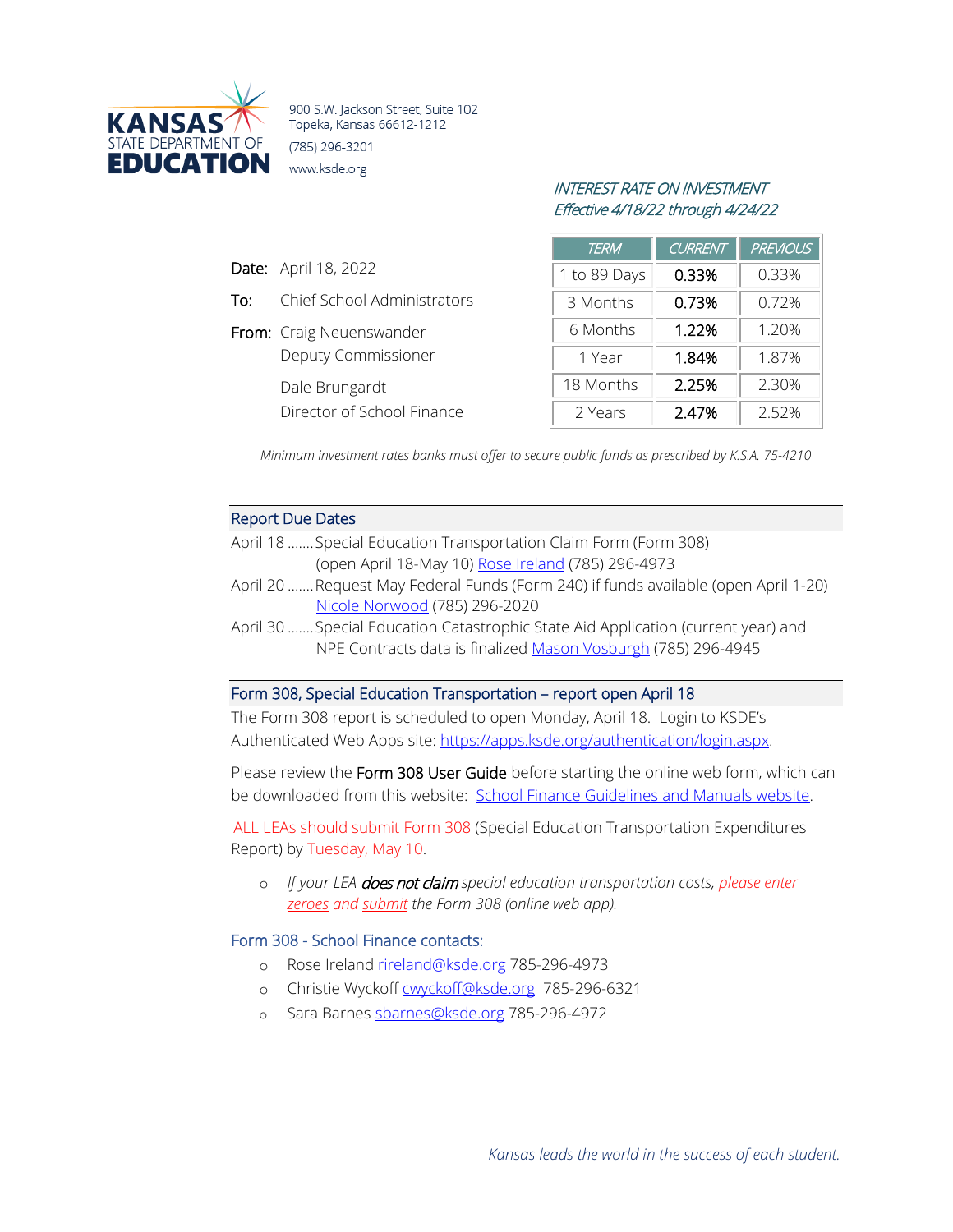KANSAS STATE DEPARTMENT OF EDUCATION

900 S.W. Jackson Street, Suite 102
Topeka, Kansas 66612-1212
(785) 296-3201
www.ksde.org

*INTEREST RATE ON INVESTMENT*
*Effective 4/18/22 through 4/24/22*

| TERM | CURRENT | PREVIOUS |
|---|---|---|
| 1 to 89 Days | **0.33%** | 0.33% |
| 3 Months | **0.73%** | 0.72% |
| 6 Months | **1.22%** | 1.20% |
| 1 Year | **1.84%** | 1.87% |
| 18 Months | **2.25%** | 2.30% |
| 2 Years | **2.47%** | 2.52% |

*Minimum investment rates banks must offer to secure public funds as prescribed by K.S.A. 75-4210*

**Date:** April 18, 2022

**To:** Chief School Administrators

**From:** Craig Neuenswander
Deputy Commissioner

Dale Brungardt
Director of School Finance

## Report Due Dates

April 18 ....... Special Education Transportation Claim Form (Form 308) (open April 18-May 10) Rose Ireland (785) 296-4973

April 20 ....... Request May Federal Funds (Form 240) if funds available (open April 1-20) Nicole Norwood (785) 296-2020

April 30 ....... Special Education Catastrophic State Aid Application (current year) and NPE Contracts data is finalized Mason Vosburgh (785) 296-4945

## Form 308, Special Education Transportation – report open April 18

The Form 308 report is scheduled to open Monday, April 18. Login to KSDE's Authenticated Web Apps site: https://apps.ksde.org/authentication/login.aspx.

Please review the **Form 308 User Guide** before starting the online web form, which can be downloaded from this website: School Finance Guidelines and Manuals website.

ALL LEAs should submit Form 308 (Special Education Transportation Expenditures Report) by Tuesday, May 10.

- *If your LEA **does not claim** special education transportation costs, please enter zeroes and submit the Form 308 (online web app).*

### Form 308 - School Finance contacts:

- Rose Ireland rireland@ksde.org 785-296-4973
- Christie Wyckoff cwyckoff@ksde.org 785-296-6321
- Sara Barnes sbarnes@ksde.org 785-296-4972

*Kansas leads the world in the success of each student.*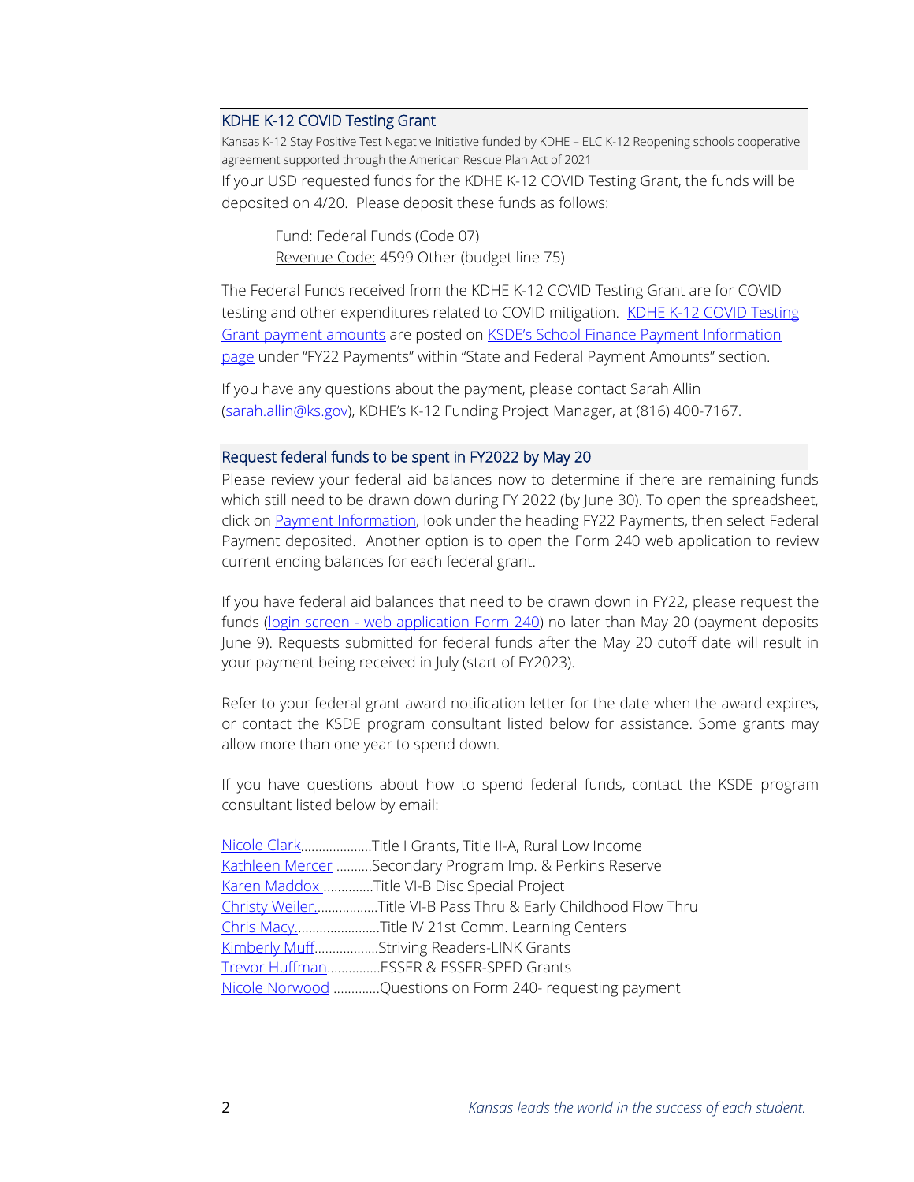## KDHE K-12 COVID Testing Grant

Kansas K-12 Stay Positive Test Negative Initiative funded by KDHE – ELC K-12 Reopening schools cooperative agreement supported through the American Rescue Plan Act of 2021

If your USD requested funds for the KDHE K-12 COVID Testing Grant, the funds will be deposited on 4/20. Please deposit these funds as follows:

> Fund: Federal Funds (Code 07)
> Revenue Code: 4599 Other (budget line 75)

The Federal Funds received from the KDHE K-12 COVID Testing Grant are for COVID testing and other expenditures related to COVID mitigation. KDHE K-12 COVID Testing Grant payment amounts are posted on KSDE's School Finance Payment Information page under "FY22 Payments" within "State and Federal Payment Amounts" section.

If you have any questions about the payment, please contact Sarah Allin (sarah.allin@ks.gov), KDHE's K-12 Funding Project Manager, at (816) 400-7167.

## Request federal funds to be spent in FY2022 by May 20

Please review your federal aid balances now to determine if there are remaining funds which still need to be drawn down during FY 2022 (by June 30). To open the spreadsheet, click on Payment Information, look under the heading FY22 Payments, then select Federal Payment deposited. Another option is to open the Form 240 web application to review current ending balances for each federal grant.

If you have federal aid balances that need to be drawn down in FY22, please request the funds (login screen - web application Form 240) no later than May 20 (payment deposits June 9). Requests submitted for federal funds after the May 20 cutoff date will result in your payment being received in July (start of FY2023).

Refer to your federal grant award notification letter for the date when the award expires, or contact the KSDE program consultant listed below for assistance. Some grants may allow more than one year to spend down.

If you have questions about how to spend federal funds, contact the KSDE program consultant listed below by email:

Nicole Clark....................Title I Grants, Title II-A, Rural Low Income
Kathleen Mercer ..........Secondary Program Imp. & Perkins Reserve
Karen Maddox ..............Title VI-B Disc Special Project
Christy Weiler..................Title VI-B Pass Thru & Early Childhood Flow Thru
Chris Macy........................Title IV 21st Comm. Learning Centers
Kimberly Muff..................Striving Readers-LINK Grants
Trevor Huffman...............ESSER & ESSER-SPED Grants
Nicole Norwood .............Questions on Form 240- requesting payment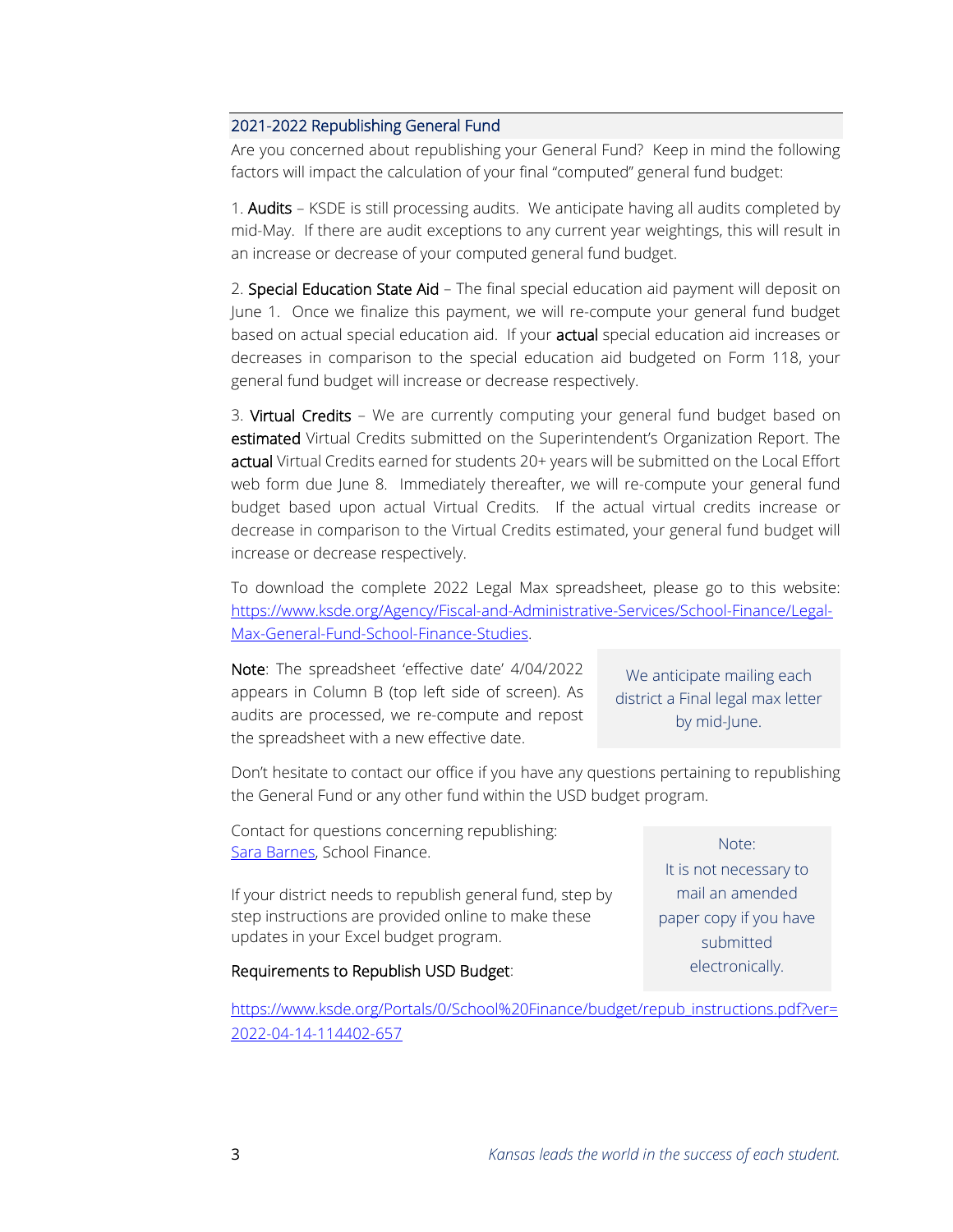## 2021-2022 Republishing General Fund

Are you concerned about republishing your General Fund? Keep in mind the following factors will impact the calculation of your final "computed" general fund budget:

1. **Audits** – KSDE is still processing audits. We anticipate having all audits completed by mid-May. If there are audit exceptions to any current year weightings, this will result in an increase or decrease of your computed general fund budget.

2. **Special Education State Aid** – The final special education aid payment will deposit on June 1. Once we finalize this payment, we will re-compute your general fund budget based on actual special education aid. If your **actual** special education aid increases or decreases in comparison to the special education aid budgeted on Form 118, your general fund budget will increase or decrease respectively.

3. **Virtual Credits** – We are currently computing your general fund budget based on **estimated** Virtual Credits submitted on the Superintendent's Organization Report. The **actual** Virtual Credits earned for students 20+ years will be submitted on the Local Effort web form due June 8. Immediately thereafter, we will re-compute your general fund budget based upon actual Virtual Credits. If the actual virtual credits increase or decrease in comparison to the Virtual Credits estimated, your general fund budget will increase or decrease respectively.

To download the complete 2022 Legal Max spreadsheet, please go to this website: [https://www.ksde.org/Agency/Fiscal-and-Administrative-Services/School-Finance/Legal-Max-General-Fund-School-Finance-Studies](https://www.ksde.org/Agency/Fiscal-and-Administrative-Services/School-Finance/Legal-Max-General-Fund-School-Finance-Studies).

**Note**: The spreadsheet 'effective date' 4/04/2022 appears in Column B (top left side of screen). As audits are processed, we re-compute and repost the spreadsheet with a new effective date.

> We anticipate mailing each district a Final legal max letter by mid-June.

Don't hesitate to contact our office if you have any questions pertaining to republishing the General Fund or any other fund within the USD budget program.

Contact for questions concerning republishing: Sara Barnes, School Finance.

If your district needs to republish general fund, step by step instructions are provided online to make these updates in your Excel budget program.

> Note:
> It is not necessary to mail an amended paper copy if you have submitted electronically.

**Requirements to Republish USD Budget**:

[https://www.ksde.org/Portals/0/School%20Finance/budget/repub_instructions.pdf?ver=2022-04-14-114402-657](https://www.ksde.org/Portals/0/School%20Finance/budget/repub_instructions.pdf?ver=2022-04-14-114402-657)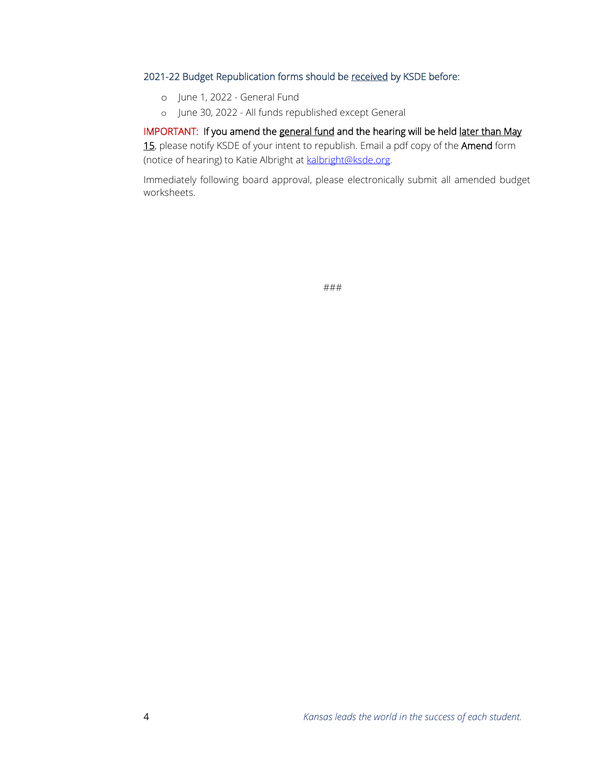2021-22 Budget Republication forms should be received by KSDE before:

- June 1, 2022 - General Fund
- June 30, 2022 - All funds republished except General

IMPORTANT: **If you amend the general fund and the hearing will be held later than May 15**, please notify KSDE of your intent to republish. Email a pdf copy of the **Amend** form (notice of hearing) to Katie Albright at [kalbright@ksde.org](mailto:kalbright@ksde.org).

Immediately following board approval, please electronically submit all amended budget worksheets.

###